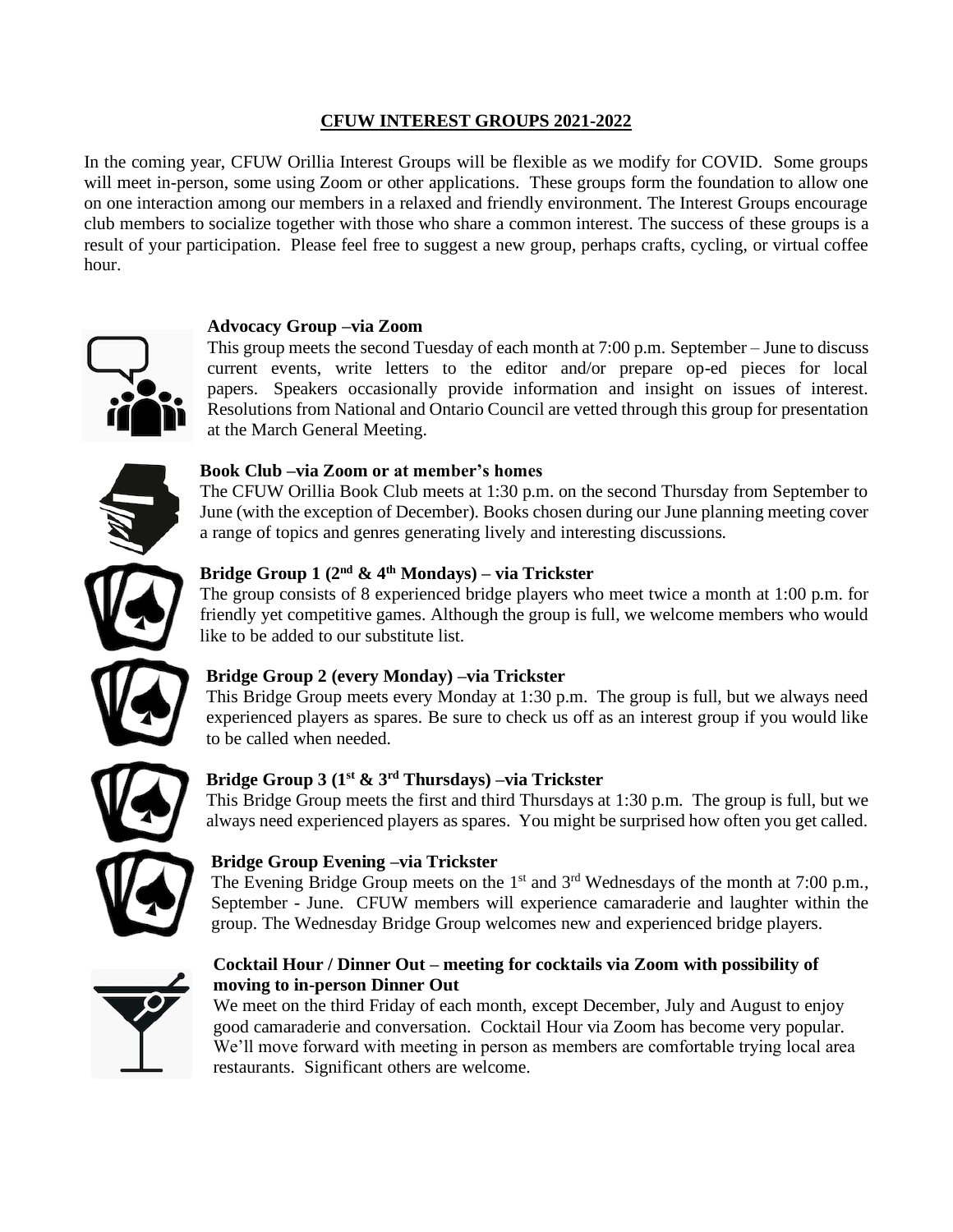# CFUW INTEREST GROUPS 2021-2022

In the coming year, CFUW Orillia Interest Groups will be flexible as we modify for COVID. Some groups will meet in-person, some using Zoom or other applications. These groups form the foundation to allow one on one interaction among our members in a relaxed and friendly environment. The Interest Groups encourage club members to socialize together with those who share a common interest. The success of these groups is a result of your participation. Please feel free to suggest a new group, perhaps crafts, cycling, or virtual coffee hour.

**Advocacy Group –via Zoom**

This group meets the second Tuesday of each month at 7:00 p.m. September – June to discuss current events, write letters to the editor and/or prepare op-ed pieces for local papers. Speakers occasionally provide information and insight on issues of interest. Resolutions from National and Ontario Council are vetted through this group for presentation at the March General Meeting.

**Book Club –via Zoom or at member's homes**

The CFUW Orillia Book Club meets at 1:30 p.m. on the second Thursday from September to June (with the exception of December). Books chosen during our June planning meeting cover a range of topics and genres generating lively and interesting discussions.

**Bridge Group 1 (2nd & 4th Mondays) – via Trickster**

The group consists of 8 experienced bridge players who meet twice a month at 1:00 p.m. for friendly yet competitive games. Although the group is full, we welcome members who would like to be added to our substitute list.

**Bridge Group 2 (every Monday) –via Trickster**

This Bridge Group meets every Monday at 1:30 p.m. The group is full, but we always need experienced players as spares. Be sure to check us off as an interest group if you would like to be called when needed.

**Bridge Group 3 (1st & 3rd Thursdays) –via Trickster**

This Bridge Group meets the first and third Thursdays at 1:30 p.m. The group is full, but we always need experienced players as spares. You might be surprised how often you get called.

**Bridge Group Evening –via Trickster**

The Evening Bridge Group meets on the 1st and 3rd Wednesdays of the month at 7:00 p.m., September - June. CFUW members will experience camaraderie and laughter within the group. The Wednesday Bridge Group welcomes new and experienced bridge players.

**Cocktail Hour / Dinner Out – meeting for cocktails via Zoom with possibility of moving to in-person Dinner Out**

We meet on the third Friday of each month, except December, July and August to enjoy good camaraderie and conversation. Cocktail Hour via Zoom has become very popular. We'll move forward with meeting in person as members are comfortable trying local area restaurants. Significant others are welcome.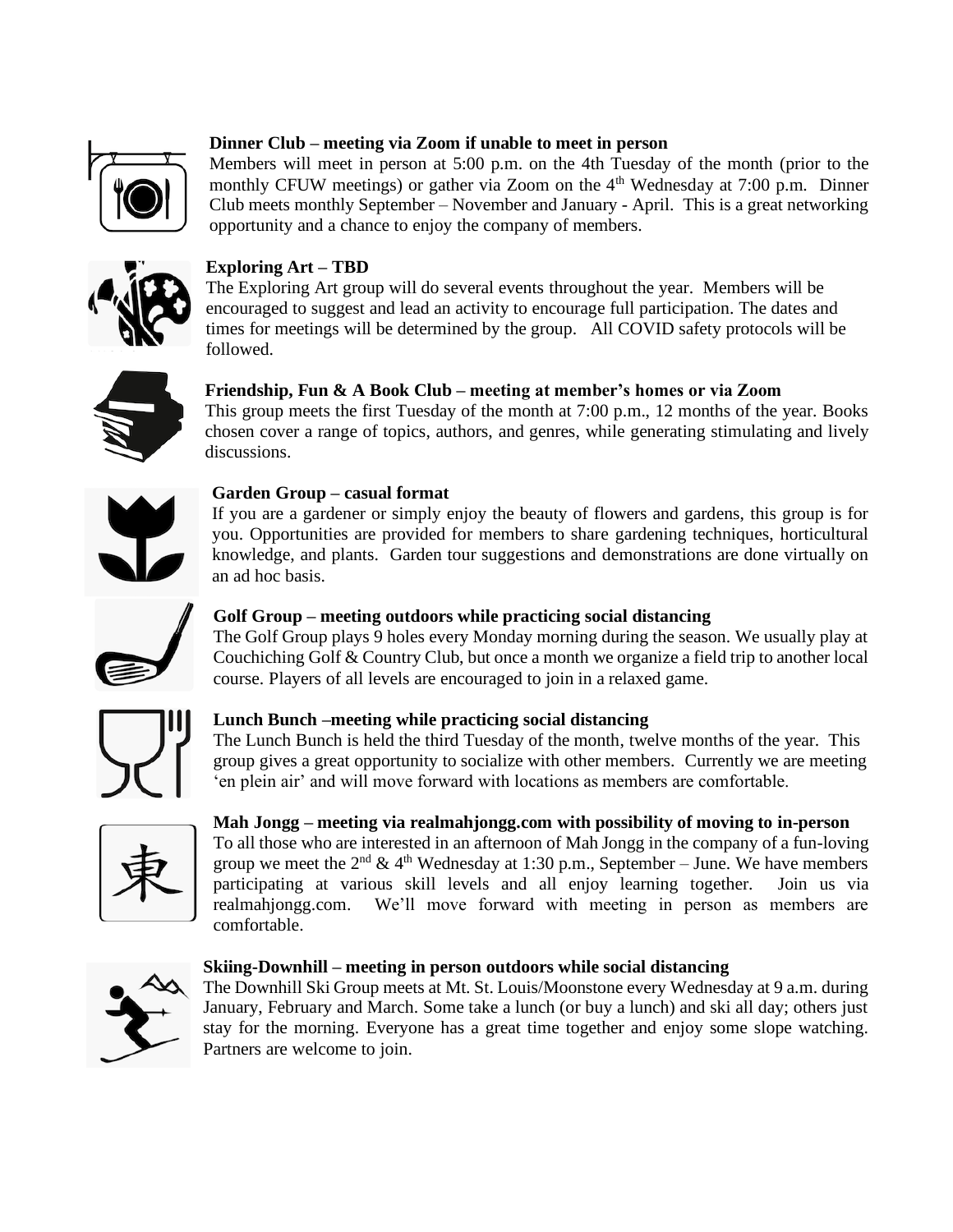**Dinner Club – meeting via Zoom if unable to meet in person**

Members will meet in person at 5:00 p.m. on the 4th Tuesday of the month (prior to the monthly CFUW meetings) or gather via Zoom on the 4th Wednesday at 7:00 p.m. Dinner Club meets monthly September – November and January - April. This is a great networking opportunity and a chance to enjoy the company of members.

**Exploring Art – TBD**

The Exploring Art group will do several events throughout the year. Members will be encouraged to suggest and lead an activity to encourage full participation. The dates and times for meetings will be determined by the group. All COVID safety protocols will be followed.

**Friendship, Fun & A Book Club – meeting at member's homes or via Zoom**

This group meets the first Tuesday of the month at 7:00 p.m., 12 months of the year. Books chosen cover a range of topics, authors, and genres, while generating stimulating and lively discussions.

**Garden Group – casual format**

If you are a gardener or simply enjoy the beauty of flowers and gardens, this group is for you. Opportunities are provided for members to share gardening techniques, horticultural knowledge, and plants. Garden tour suggestions and demonstrations are done virtually on an ad hoc basis.

**Golf Group – meeting outdoors while practicing social distancing**

The Golf Group plays 9 holes every Monday morning during the season. We usually play at Couchiching Golf & Country Club, but once a month we organize a field trip to another local course. Players of all levels are encouraged to join in a relaxed game.

**Lunch Bunch –meeting while practicing social distancing**

The Lunch Bunch is held the third Tuesday of the month, twelve months of the year. This group gives a great opportunity to socialize with other members. Currently we are meeting 'en plein air' and will move forward with locations as members are comfortable.

**Mah Jongg – meeting via realmahjongg.com with possibility of moving to in-person**

To all those who are interested in an afternoon of Mah Jongg in the company of a fun-loving group we meet the 2nd & 4th Wednesday at 1:30 p.m., September – June. We have members participating at various skill levels and all enjoy learning together. Join us via realmahjongg.com. We'll move forward with meeting in person as members are comfortable.

**Skiing-Downhill – meeting in person outdoors while social distancing**

The Downhill Ski Group meets at Mt. St. Louis/Moonstone every Wednesday at 9 a.m. during January, February and March. Some take a lunch (or buy a lunch) and ski all day; others just stay for the morning. Everyone has a great time together and enjoy some slope watching. Partners are welcome to join.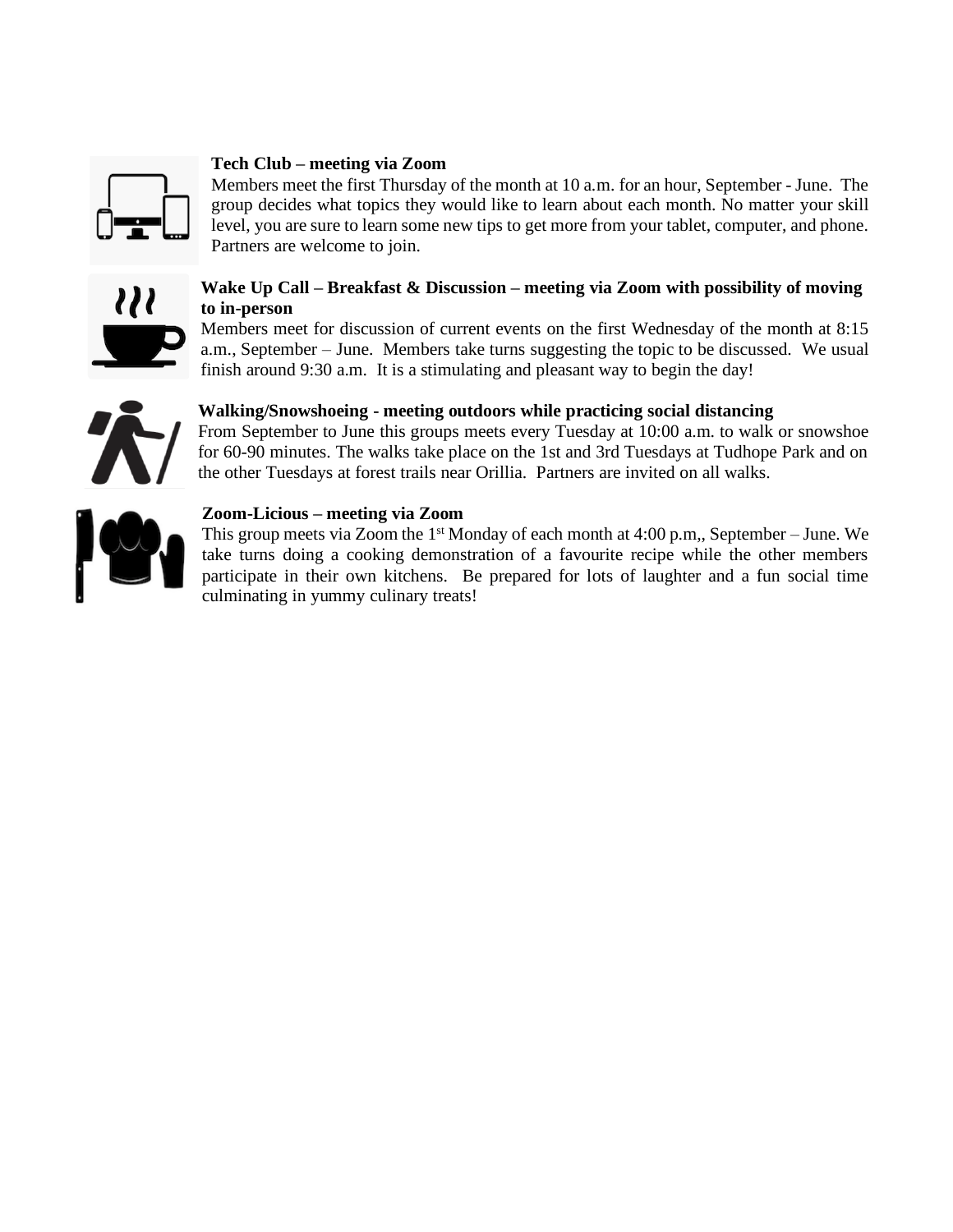**Tech Club – meeting via Zoom**

Members meet the first Thursday of the month at 10 a.m. for an hour, September - June. The group decides what topics they would like to learn about each month. No matter your skill level, you are sure to learn some new tips to get more from your tablet, computer, and phone. Partners are welcome to join.

**Wake Up Call – Breakfast & Discussion – meeting via Zoom with possibility of moving to in-person**

Members meet for discussion of current events on the first Wednesday of the month at 8:15 a.m., September – June. Members take turns suggesting the topic to be discussed. We usual finish around 9:30 a.m. It is a stimulating and pleasant way to begin the day!

**Walking/Snowshoeing - meeting outdoors while practicing social distancing**

From September to June this groups meets every Tuesday at 10:00 a.m. to walk or snowshoe for 60-90 minutes. The walks take place on the 1st and 3rd Tuesdays at Tudhope Park and on the other Tuesdays at forest trails near Orillia. Partners are invited on all walks.

**Zoom-Licious – meeting via Zoom**

This group meets via Zoom the 1st Monday of each month at 4:00 p.m,, September – June. We take turns doing a cooking demonstration of a favourite recipe while the other members participate in their own kitchens. Be prepared for lots of laughter and a fun social time culminating in yummy culinary treats!